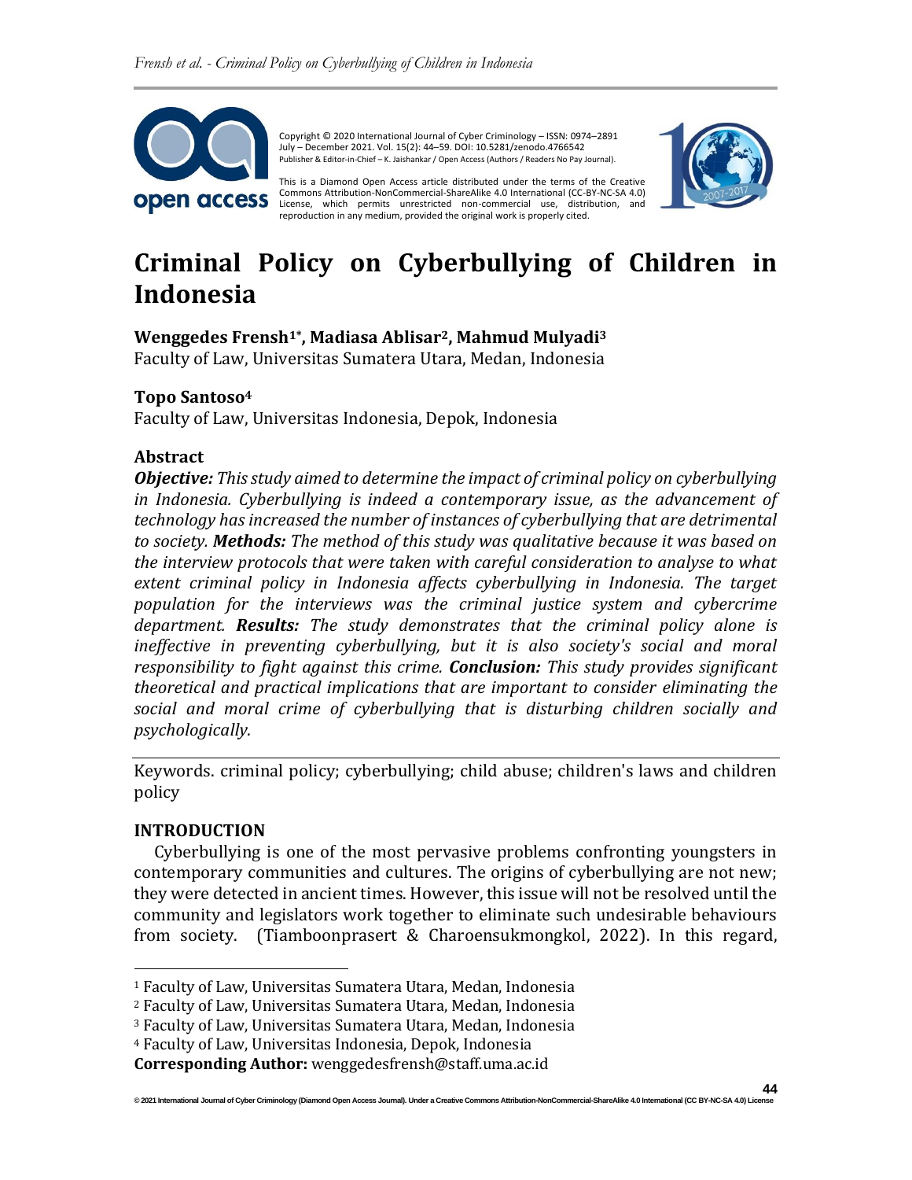Copyright © 2020 International Journal of Cyber Criminology – ISSN: 0974–2891 July – December 2021. Vol. 15(2): 44–59. DOI: 10.5281/zenodo.4766542 Publisher & Editor-in-Chief – K. Jaishankar / Open Access (Authors / Readers No Pay Journal).

This is a Diamond Open Access article distributed under the terms of the Creative Commons Attribution-NonCommercial-ShareAlike 4.0 International (CC-BY-NC-SA 4.0) License, which permits unrestricted non-commercial use, distribution, and reproduction in any medium, provided the original work is properly cited.

# Criminal Policy on Cyberbullying of Children in Indonesia

**Wenggedes Frensh[1*], Madiasa Ablisar[2], Mahmud Mulyadi[3]**
Faculty of Law, Universitas Sumatera Utara, Medan, Indonesia

**Topo Santoso[4]**
Faculty of Law, Universitas Indonesia, Depok, Indonesia

### Abstract

***Objective:*** *This study aimed to determine the impact of criminal policy on cyberbullying in Indonesia. Cyberbullying is indeed a contemporary issue, as the advancement of technology has increased the number of instances of cyberbullying that are detrimental to society.* ***Methods:*** *The method of this study was qualitative because it was based on the interview protocols that were taken with careful consideration to analyse to what extent criminal policy in Indonesia affects cyberbullying in Indonesia. The target population for the interviews was the criminal justice system and cybercrime department.* ***Results:*** *The study demonstrates that the criminal policy alone is ineffective in preventing cyberbullying, but it is also society's social and moral responsibility to fight against this crime.* ***Conclusion:*** *This study provides significant theoretical and practical implications that are important to consider eliminating the social and moral crime of cyberbullying that is disturbing children socially and psychologically.*

Keywords. criminal policy; cyberbullying; child abuse; children's laws and children policy

### INTRODUCTION

Cyberbullying is one of the most pervasive problems confronting youngsters in contemporary communities and cultures. The origins of cyberbullying are not new; they were detected in ancient times. However, this issue will not be resolved until the community and legislators work together to eliminate such undesirable behaviours from society. (Tiamboonprasert & Charoensukmongkol, 2022). In this regard,

---

[1] Faculty of Law, Universitas Sumatera Utara, Medan, Indonesia
[2] Faculty of Law, Universitas Sumatera Utara, Medan, Indonesia
[3] Faculty of Law, Universitas Sumatera Utara, Medan, Indonesia
[4] Faculty of Law, Universitas Indonesia, Depok, Indonesia
**Corresponding Author:** wenggedesfrensh@staff.uma.ac.id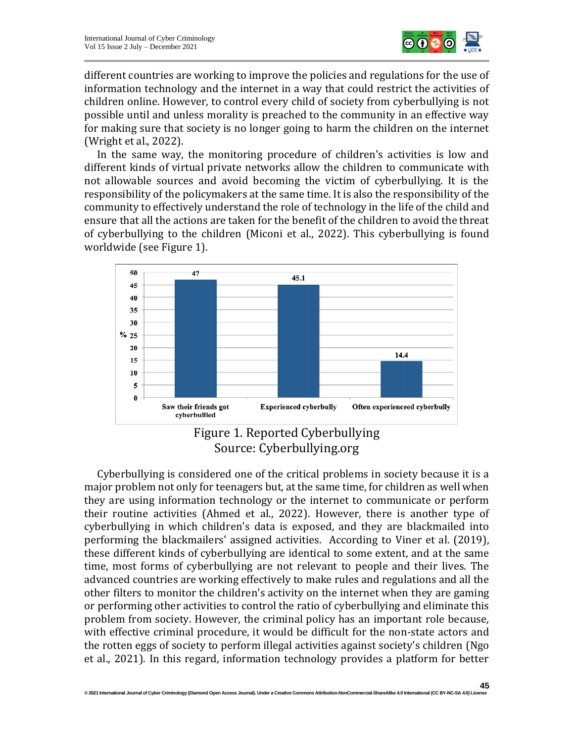different countries are working to improve the policies and regulations for the use of information technology and the internet in a way that could restrict the activities of children online. However, to control every child of society from cyberbullying is not possible until and unless morality is preached to the community in an effective way for making sure that society is no longer going to harm the children on the internet (Wright et al., 2022).

In the same way, the monitoring procedure of children's activities is low and different kinds of virtual private networks allow the children to communicate with not allowable sources and avoid becoming the victim of cyberbullying. It is the responsibility of the policymakers at the same time. It is also the responsibility of the community to effectively understand the role of technology in the life of the child and ensure that all the actions are taken for the benefit of the children to avoid the threat of cyberbullying to the children (Miconi et al., 2022). This cyberbullying is found worldwide (see Figure 1).

Figure 1. Reported Cyberbullying
Source: Cyberbullying.org

Cyberbullying is considered one of the critical problems in society because it is a major problem not only for teenagers but, at the same time, for children as well when they are using information technology or the internet to communicate or perform their routine activities (Ahmed et al., 2022). However, there is another type of cyberbullying in which children's data is exposed, and they are blackmailed into performing the blackmailers' assigned activities. According to Viner et al. (2019), these different kinds of cyberbullying are identical to some extent, and at the same time, most forms of cyberbullying are not relevant to people and their lives. The advanced countries are working effectively to make rules and regulations and all the other filters to monitor the children's activity on the internet when they are gaming or performing other activities to control the ratio of cyberbullying and eliminate this problem from society. However, the criminal policy has an important role because, with effective criminal procedure, it would be difficult for the non-state actors and the rotten eggs of society to perform illegal activities against society's children (Ngo et al., 2021). In this regard, information technology provides a platform for better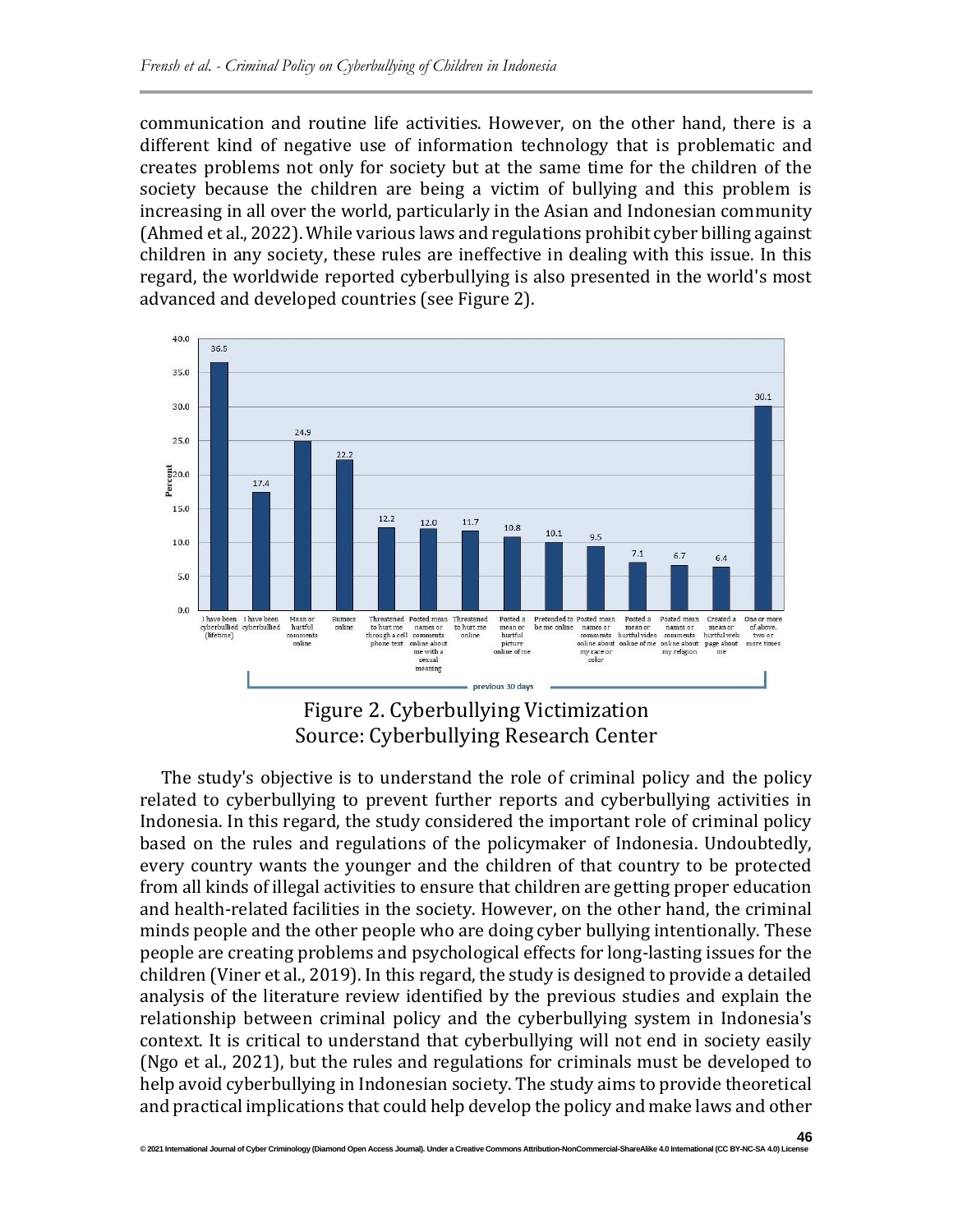communication and routine life activities. However, on the other hand, there is a different kind of negative use of information technology that is problematic and creates problems not only for society but at the same time for the children of the society because the children are being a victim of bullying and this problem is increasing in all over the world, particularly in the Asian and Indonesian community (Ahmed et al., 2022). While various laws and regulations prohibit cyber billing against children in any society, these rules are ineffective in dealing with this issue. In this regard, the worldwide reported cyberbullying is also presented in the world's most advanced and developed countries (see Figure 2).

Figure 2. Cyberbullying Victimization
Source: Cyberbullying Research Center

The study's objective is to understand the role of criminal policy and the policy related to cyberbullying to prevent further reports and cyberbullying activities in Indonesia. In this regard, the study considered the important role of criminal policy based on the rules and regulations of the policymaker of Indonesia. Undoubtedly, every country wants the younger and the children of that country to be protected from all kinds of illegal activities to ensure that children are getting proper education and health-related facilities in the society. However, on the other hand, the criminal minds people and the other people who are doing cyber bullying intentionally. These people are creating problems and psychological effects for long-lasting issues for the children (Viner et al., 2019). In this regard, the study is designed to provide a detailed analysis of the literature review identified by the previous studies and explain the relationship between criminal policy and the cyberbullying system in Indonesia's context. It is critical to understand that cyberbullying will not end in society easily (Ngo et al., 2021), but the rules and regulations for criminals must be developed to help avoid cyberbullying in Indonesian society. The study aims to provide theoretical and practical implications that could help develop the policy and make laws and other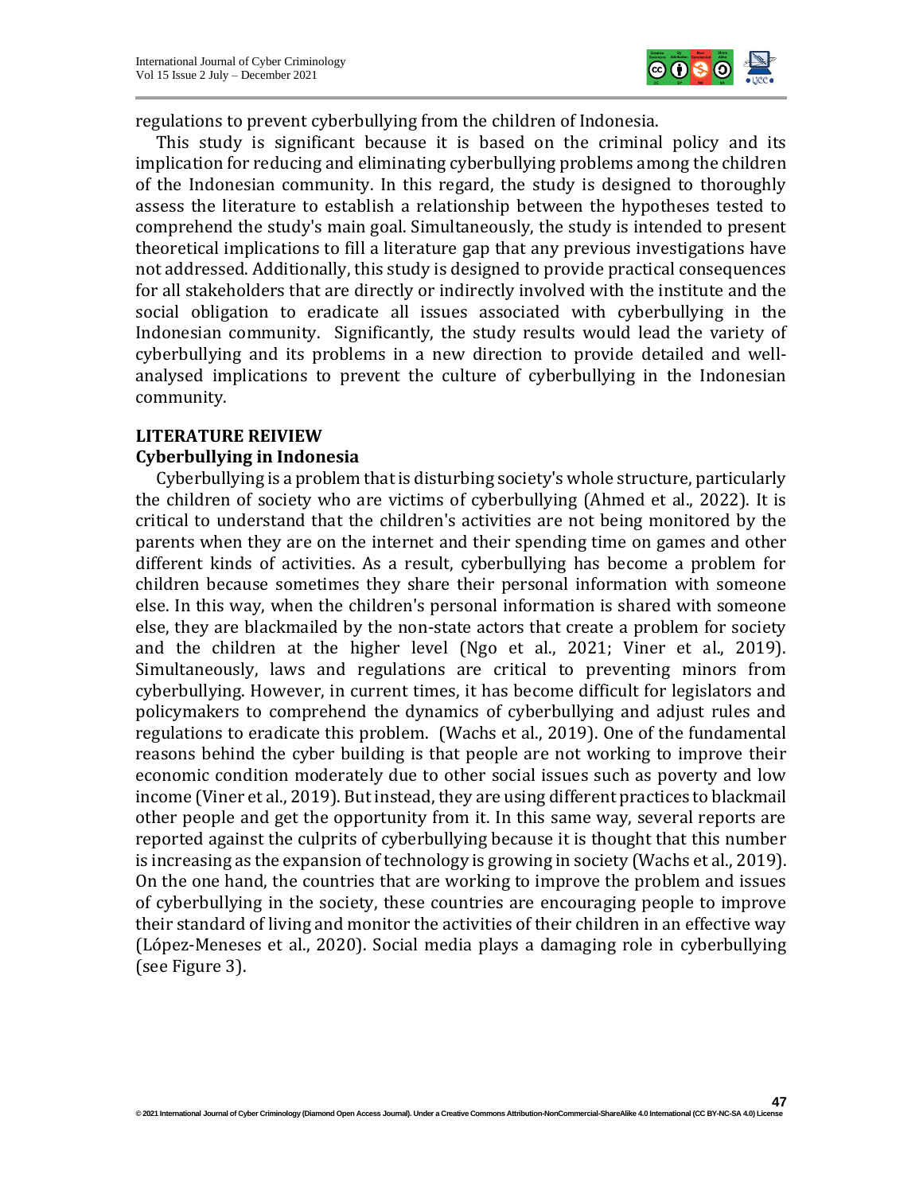regulations to prevent cyberbullying from the children of Indonesia.

This study is significant because it is based on the criminal policy and its implication for reducing and eliminating cyberbullying problems among the children of the Indonesian community. In this regard, the study is designed to thoroughly assess the literature to establish a relationship between the hypotheses tested to comprehend the study's main goal. Simultaneously, the study is intended to present theoretical implications to fill a literature gap that any previous investigations have not addressed. Additionally, this study is designed to provide practical consequences for all stakeholders that are directly or indirectly involved with the institute and the social obligation to eradicate all issues associated with cyberbullying in the Indonesian community. Significantly, the study results would lead the variety of cyberbullying and its problems in a new direction to provide detailed and well-analysed implications to prevent the culture of cyberbullying in the Indonesian community.

## LITERATURE REIVIEW

### Cyberbullying in Indonesia

Cyberbullying is a problem that is disturbing society's whole structure, particularly the children of society who are victims of cyberbullying (Ahmed et al., 2022). It is critical to understand that the children's activities are not being monitored by the parents when they are on the internet and their spending time on games and other different kinds of activities. As a result, cyberbullying has become a problem for children because sometimes they share their personal information with someone else. In this way, when the children's personal information is shared with someone else, they are blackmailed by the non-state actors that create a problem for society and the children at the higher level (Ngo et al., 2021; Viner et al., 2019). Simultaneously, laws and regulations are critical to preventing minors from cyberbullying. However, in current times, it has become difficult for legislators and policymakers to comprehend the dynamics of cyberbullying and adjust rules and regulations to eradicate this problem. (Wachs et al., 2019). One of the fundamental reasons behind the cyber building is that people are not working to improve their economic condition moderately due to other social issues such as poverty and low income (Viner et al., 2019). But instead, they are using different practices to blackmail other people and get the opportunity from it. In this same way, several reports are reported against the culprits of cyberbullying because it is thought that this number is increasing as the expansion of technology is growing in society (Wachs et al., 2019). On the one hand, the countries that are working to improve the problem and issues of cyberbullying in the society, these countries are encouraging people to improve their standard of living and monitor the activities of their children in an effective way (López-Meneses et al., 2020). Social media plays a damaging role in cyberbullying (see Figure 3).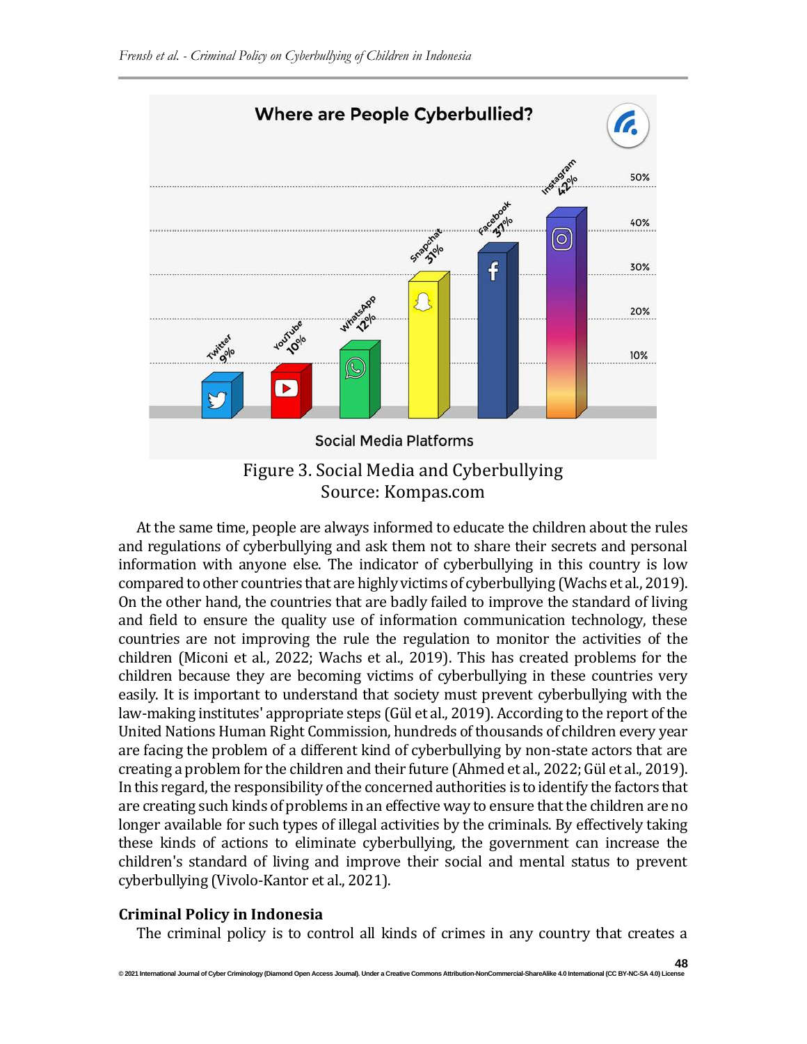Figure 3. Social Media and Cyberbullying
Source: Kompas.com

At the same time, people are always informed to educate the children about the rules and regulations of cyberbullying and ask them not to share their secrets and personal information with anyone else. The indicator of cyberbullying in this country is low compared to other countries that are highly victims of cyberbullying (Wachs et al., 2019). On the other hand, the countries that are badly failed to improve the standard of living and field to ensure the quality use of information communication technology, these countries are not improving the rule the regulation to monitor the activities of the children (Miconi et al., 2022; Wachs et al., 2019). This has created problems for the children because they are becoming victims of cyberbullying in these countries very easily. It is important to understand that society must prevent cyberbullying with the law-making institutes' appropriate steps (Gül et al., 2019). According to the report of the United Nations Human Right Commission, hundreds of thousands of children every year are facing the problem of a different kind of cyberbullying by non-state actors that are creating a problem for the children and their future (Ahmed et al., 2022; Gül et al., 2019). In this regard, the responsibility of the concerned authorities is to identify the factors that are creating such kinds of problems in an effective way to ensure that the children are no longer available for such types of illegal activities by the criminals. By effectively taking these kinds of actions to eliminate cyberbullying, the government can increase the children's standard of living and improve their social and mental status to prevent cyberbullying (Vivolo-Kantor et al., 2021).

**Criminal Policy in Indonesia**

The criminal policy is to control all kinds of crimes in any country that creates a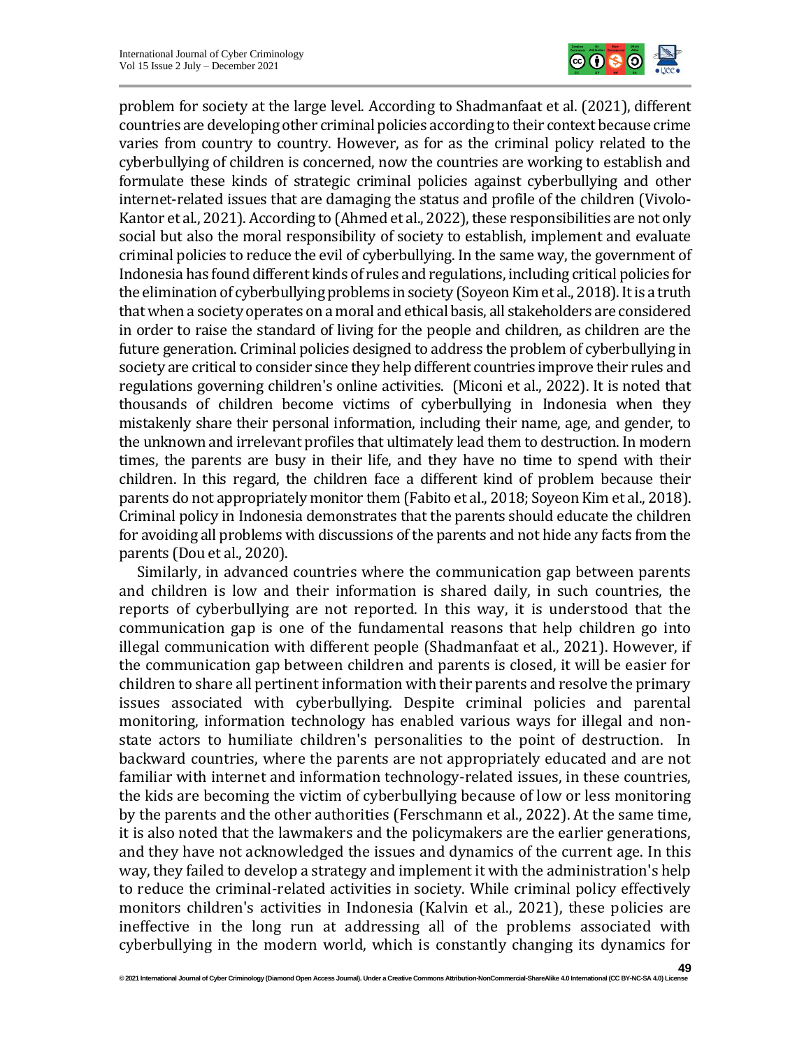problem for society at the large level. According to Shadmanfaat et al. (2021), different countries are developing other criminal policies according to their context because crime varies from country to country. However, as for as the criminal policy related to the cyberbullying of children is concerned, now the countries are working to establish and formulate these kinds of strategic criminal policies against cyberbullying and other internet-related issues that are damaging the status and profile of the children (Vivolo-Kantor et al., 2021). According to (Ahmed et al., 2022), these responsibilities are not only social but also the moral responsibility of society to establish, implement and evaluate criminal policies to reduce the evil of cyberbullying. In the same way, the government of Indonesia has found different kinds of rules and regulations, including critical policies for the elimination of cyberbullying problems in society (Soyeon Kim et al., 2018). It is a truth that when a society operates on a moral and ethical basis, all stakeholders are considered in order to raise the standard of living for the people and children, as children are the future generation. Criminal policies designed to address the problem of cyberbullying in society are critical to consider since they help different countries improve their rules and regulations governing children's online activities. (Miconi et al., 2022). It is noted that thousands of children become victims of cyberbullying in Indonesia when they mistakenly share their personal information, including their name, age, and gender, to the unknown and irrelevant profiles that ultimately lead them to destruction. In modern times, the parents are busy in their life, and they have no time to spend with their children. In this regard, the children face a different kind of problem because their parents do not appropriately monitor them (Fabito et al., 2018; Soyeon Kim et al., 2018). Criminal policy in Indonesia demonstrates that the parents should educate the children for avoiding all problems with discussions of the parents and not hide any facts from the parents (Dou et al., 2020).

Similarly, in advanced countries where the communication gap between parents and children is low and their information is shared daily, in such countries, the reports of cyberbullying are not reported. In this way, it is understood that the communication gap is one of the fundamental reasons that help children go into illegal communication with different people (Shadmanfaat et al., 2021). However, if the communication gap between children and parents is closed, it will be easier for children to share all pertinent information with their parents and resolve the primary issues associated with cyberbullying. Despite criminal policies and parental monitoring, information technology has enabled various ways for illegal and non-state actors to humiliate children's personalities to the point of destruction. In backward countries, where the parents are not appropriately educated and are not familiar with internet and information technology-related issues, in these countries, the kids are becoming the victim of cyberbullying because of low or less monitoring by the parents and the other authorities (Ferschmann et al., 2022). At the same time, it is also noted that the lawmakers and the policymakers are the earlier generations, and they have not acknowledged the issues and dynamics of the current age. In this way, they failed to develop a strategy and implement it with the administration's help to reduce the criminal-related activities in society. While criminal policy effectively monitors children's activities in Indonesia (Kalvin et al., 2021), these policies are ineffective in the long run at addressing all of the problems associated with cyberbullying in the modern world, which is constantly changing its dynamics for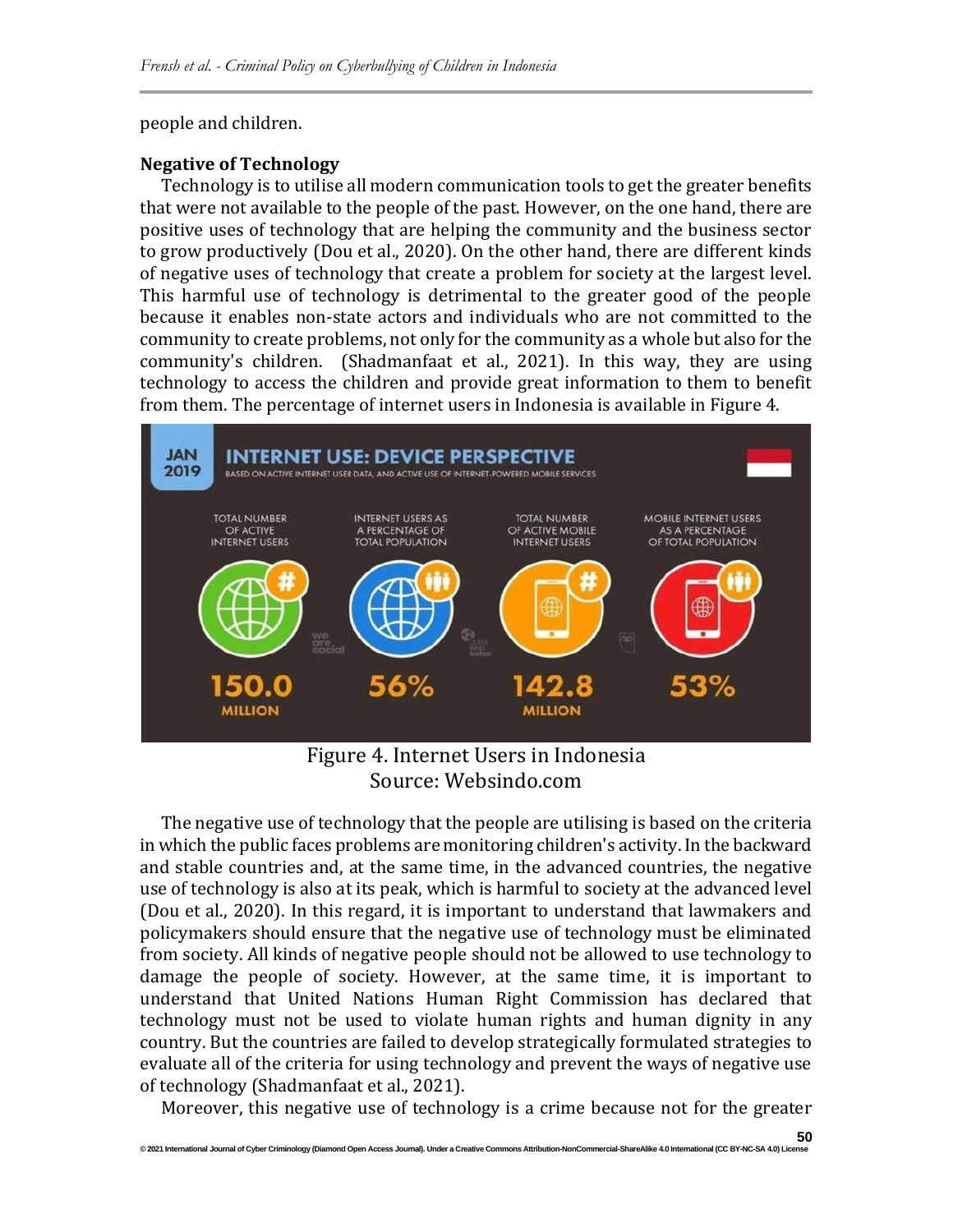people and children.

**Negative of Technology**

Technology is to utilise all modern communication tools to get the greater benefits that were not available to the people of the past. However, on the one hand, there are positive uses of technology that are helping the community and the business sector to grow productively (Dou et al., 2020). On the other hand, there are different kinds of negative uses of technology that create a problem for society at the largest level. This harmful use of technology is detrimental to the greater good of the people because it enables non-state actors and individuals who are not committed to the community to create problems, not only for the community as a whole but also for the community's children. (Shadmanfaat et al., 2021). In this way, they are using technology to access the children and provide great information to them to benefit from them. The percentage of internet users in Indonesia is available in Figure 4.

Figure 4. Internet Users in Indonesia
Source: Websindo.com

The negative use of technology that the people are utilising is based on the criteria in which the public faces problems are monitoring children's activity. In the backward and stable countries and, at the same time, in the advanced countries, the negative use of technology is also at its peak, which is harmful to society at the advanced level (Dou et al., 2020). In this regard, it is important to understand that lawmakers and policymakers should ensure that the negative use of technology must be eliminated from society. All kinds of negative people should not be allowed to use technology to damage the people of society. However, at the same time, it is important to understand that United Nations Human Right Commission has declared that technology must not be used to violate human rights and human dignity in any country. But the countries are failed to develop strategically formulated strategies to evaluate all of the criteria for using technology and prevent the ways of negative use of technology (Shadmanfaat et al., 2021).

Moreover, this negative use of technology is a crime because not for the greater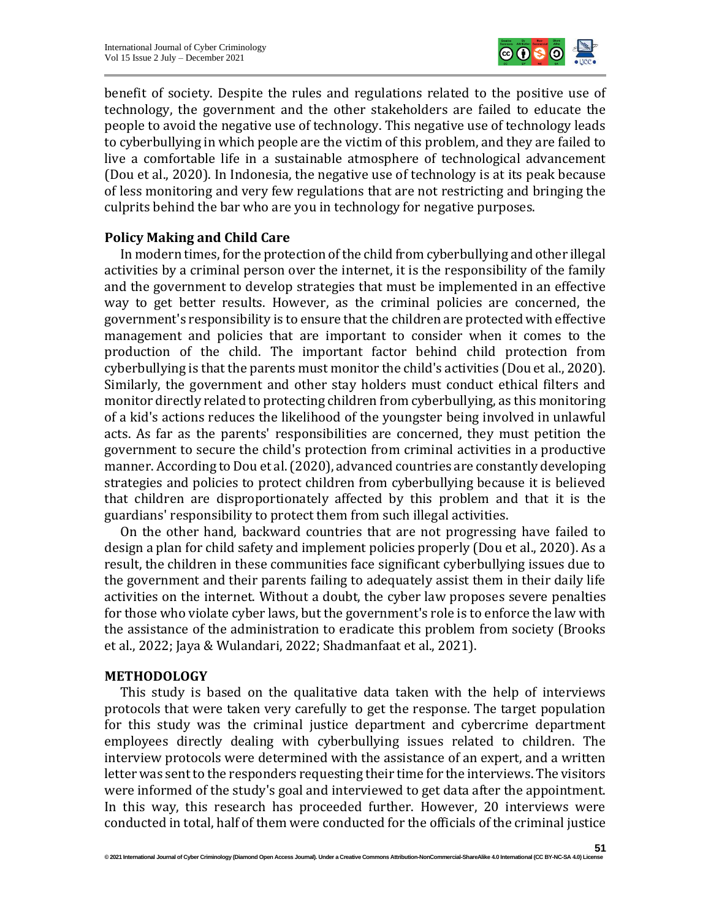benefit of society. Despite the rules and regulations related to the positive use of technology, the government and the other stakeholders are failed to educate the people to avoid the negative use of technology. This negative use of technology leads to cyberbullying in which people are the victim of this problem, and they are failed to live a comfortable life in a sustainable atmosphere of technological advancement (Dou et al., 2020). In Indonesia, the negative use of technology is at its peak because of less monitoring and very few regulations that are not restricting and bringing the culprits behind the bar who are you in technology for negative purposes.

### Policy Making and Child Care

In modern times, for the protection of the child from cyberbullying and other illegal activities by a criminal person over the internet, it is the responsibility of the family and the government to develop strategies that must be implemented in an effective way to get better results. However, as the criminal policies are concerned, the government's responsibility is to ensure that the children are protected with effective management and policies that are important to consider when it comes to the production of the child. The important factor behind child protection from cyberbullying is that the parents must monitor the child's activities (Dou et al., 2020). Similarly, the government and other stay holders must conduct ethical filters and monitor directly related to protecting children from cyberbullying, as this monitoring of a kid's actions reduces the likelihood of the youngster being involved in unlawful acts. As far as the parents' responsibilities are concerned, they must petition the government to secure the child's protection from criminal activities in a productive manner. According to Dou et al. (2020), advanced countries are constantly developing strategies and policies to protect children from cyberbullying because it is believed that children are disproportionately affected by this problem and that it is the guardians' responsibility to protect them from such illegal activities.

On the other hand, backward countries that are not progressing have failed to design a plan for child safety and implement policies properly (Dou et al., 2020). As a result, the children in these communities face significant cyberbullying issues due to the government and their parents failing to adequately assist them in their daily life activities on the internet. Without a doubt, the cyber law proposes severe penalties for those who violate cyber laws, but the government's role is to enforce the law with the assistance of the administration to eradicate this problem from society (Brooks et al., 2022; Jaya & Wulandari, 2022; Shadmanfaat et al., 2021).

## METHODOLOGY

This study is based on the qualitative data taken with the help of interviews protocols that were taken very carefully to get the response. The target population for this study was the criminal justice department and cybercrime department employees directly dealing with cyberbullying issues related to children. The interview protocols were determined with the assistance of an expert, and a written letter was sent to the responders requesting their time for the interviews. The visitors were informed of the study's goal and interviewed to get data after the appointment. In this way, this research has proceeded further. However, 20 interviews were conducted in total, half of them were conducted for the officials of the criminal justice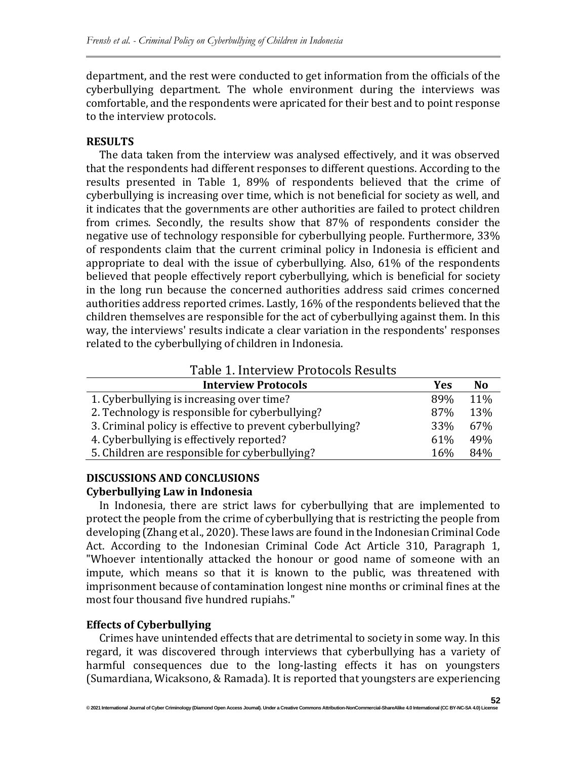department, and the rest were conducted to get information from the officials of the cyberbullying department. The whole environment during the interviews was comfortable, and the respondents were apricated for their best and to point response to the interview protocols.

## RESULTS

The data taken from the interview was analysed effectively, and it was observed that the respondents had different responses to different questions. According to the results presented in Table 1, 89% of respondents believed that the crime of cyberbullying is increasing over time, which is not beneficial for society as well, and it indicates that the governments are other authorities are failed to protect children from crimes. Secondly, the results show that 87% of respondents consider the negative use of technology responsible for cyberbullying people. Furthermore, 33% of respondents claim that the current criminal policy in Indonesia is efficient and appropriate to deal with the issue of cyberbullying. Also, 61% of the respondents believed that people effectively report cyberbullying, which is beneficial for society in the long run because the concerned authorities address said crimes concerned authorities address reported crimes. Lastly, 16% of the respondents believed that the children themselves are responsible for the act of cyberbullying against them. In this way, the interviews' results indicate a clear variation in the respondents' responses related to the cyberbullying of children in Indonesia.

Table 1. Interview Protocols Results

| Interview Protocols | Yes | No |
|---|---|---|
| 1. Cyberbullying is increasing over time? | 89% | 11% |
| 2. Technology is responsible for cyberbullying? | 87% | 13% |
| 3. Criminal policy is effective to prevent cyberbullying? | 33% | 67% |
| 4. Cyberbullying is effectively reported? | 61% | 49% |
| 5. Children are responsible for cyberbullying? | 16% | 84% |

## DISCUSSIONS AND CONCLUSIONS

### Cyberbullying Law in Indonesia

In Indonesia, there are strict laws for cyberbullying that are implemented to protect the people from the crime of cyberbullying that is restricting the people from developing (Zhang et al., 2020). These laws are found in the Indonesian Criminal Code Act. According to the Indonesian Criminal Code Act Article 310, Paragraph 1, "Whoever intentionally attacked the honour or good name of someone with an impute, which means so that it is known to the public, was threatened with imprisonment because of contamination longest nine months or criminal fines at the most four thousand five hundred rupiahs."

### Effects of Cyberbullying

Crimes have unintended effects that are detrimental to society in some way. In this regard, it was discovered through interviews that cyberbullying has a variety of harmful consequences due to the long-lasting effects it has on youngsters (Sumardiana, Wicaksono, & Ramada). It is reported that youngsters are experiencing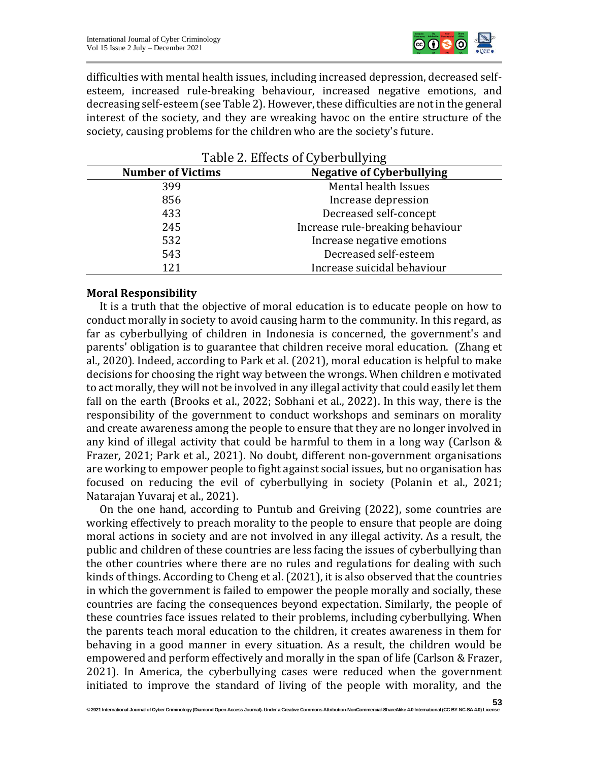difficulties with mental health issues, including increased depression, decreased self-esteem, increased rule-breaking behaviour, increased negative emotions, and decreasing self-esteem (see Table 2). However, these difficulties are not in the general interest of the society, and they are wreaking havoc on the entire structure of the society, causing problems for the children who are the society's future.

Table 2. Effects of Cyberbullying

| Number of Victims | Negative of Cyberbullying |
| --- | --- |
| 399 | Mental health Issues |
| 856 | Increase depression |
| 433 | Decreased self-concept |
| 245 | Increase rule-breaking behaviour |
| 532 | Increase negative emotions |
| 543 | Decreased self-esteem |
| 121 | Increase suicidal behaviour |

**Moral Responsibility**

It is a truth that the objective of moral education is to educate people on how to conduct morally in society to avoid causing harm to the community. In this regard, as far as cyberbullying of children in Indonesia is concerned, the government's and parents' obligation is to guarantee that children receive moral education. (Zhang et al., 2020). Indeed, according to Park et al. (2021), moral education is helpful to make decisions for choosing the right way between the wrongs. When children e motivated to act morally, they will not be involved in any illegal activity that could easily let them fall on the earth (Brooks et al., 2022; Sobhani et al., 2022). In this way, there is the responsibility of the government to conduct workshops and seminars on morality and create awareness among the people to ensure that they are no longer involved in any kind of illegal activity that could be harmful to them in a long way (Carlson & Frazer, 2021; Park et al., 2021). No doubt, different non-government organisations are working to empower people to fight against social issues, but no organisation has focused on reducing the evil of cyberbullying in society (Polanin et al., 2021; Natarajan Yuvaraj et al., 2021).

On the one hand, according to Puntub and Greiving (2022), some countries are working effectively to preach morality to the people to ensure that people are doing moral actions in society and are not involved in any illegal activity. As a result, the public and children of these countries are less facing the issues of cyberbullying than the other countries where there are no rules and regulations for dealing with such kinds of things. According to Cheng et al. (2021), it is also observed that the countries in which the government is failed to empower the people morally and socially, these countries are facing the consequences beyond expectation. Similarly, the people of these countries face issues related to their problems, including cyberbullying. When the parents teach moral education to the children, it creates awareness in them for behaving in a good manner in every situation. As a result, the children would be empowered and perform effectively and morally in the span of life (Carlson & Frazer, 2021). In America, the cyberbullying cases were reduced when the government initiated to improve the standard of living of the people with morality, and the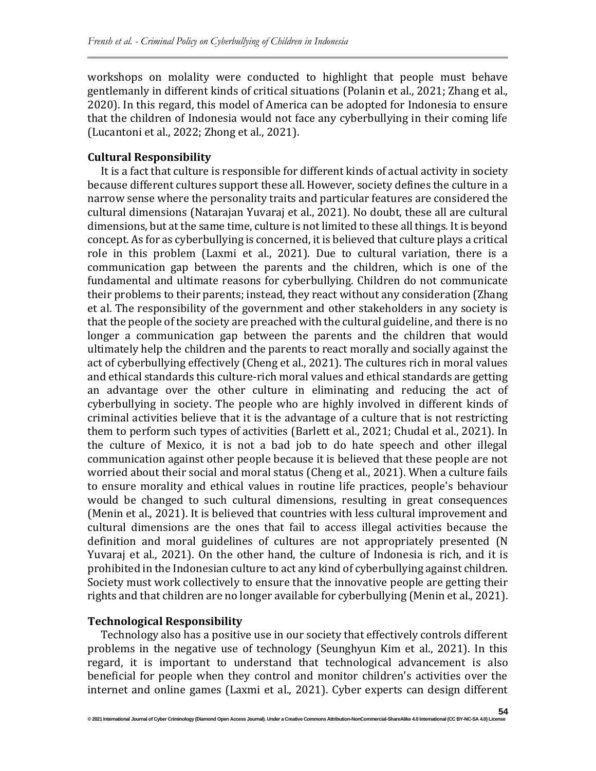workshops on molality were conducted to highlight that people must behave gentlemanly in different kinds of critical situations (Polanin et al., 2021; Zhang et al., 2020). In this regard, this model of America can be adopted for Indonesia to ensure that the children of Indonesia would not face any cyberbullying in their coming life (Lucantoni et al., 2022; Zhong et al., 2021).

**Cultural Responsibility**

It is a fact that culture is responsible for different kinds of actual activity in society because different cultures support these all. However, society defines the culture in a narrow sense where the personality traits and particular features are considered the cultural dimensions (Natarajan Yuvaraj et al., 2021). No doubt, these all are cultural dimensions, but at the same time, culture is not limited to these all things. It is beyond concept. As for as cyberbullying is concerned, it is believed that culture plays a critical role in this problem (Laxmi et al., 2021). Due to cultural variation, there is a communication gap between the parents and the children, which is one of the fundamental and ultimate reasons for cyberbullying. Children do not communicate their problems to their parents; instead, they react without any consideration (Zhang et al. The responsibility of the government and other stakeholders in any society is that the people of the society are preached with the cultural guideline, and there is no longer a communication gap between the parents and the children that would ultimately help the children and the parents to react morally and socially against the act of cyberbullying effectively (Cheng et al., 2021). The cultures rich in moral values and ethical standards this culture-rich moral values and ethical standards are getting an advantage over the other culture in eliminating and reducing the act of cyberbullying in society. The people who are highly involved in different kinds of criminal activities believe that it is the advantage of a culture that is not restricting them to perform such types of activities (Barlett et al., 2021; Chudal et al., 2021). In the culture of Mexico, it is not a bad job to do hate speech and other illegal communication against other people because it is believed that these people are not worried about their social and moral status (Cheng et al., 2021). When a culture fails to ensure morality and ethical values in routine life practices, people's behaviour would be changed to such cultural dimensions, resulting in great consequences (Menin et al., 2021). It is believed that countries with less cultural improvement and cultural dimensions are the ones that fail to access illegal activities because the definition and moral guidelines of cultures are not appropriately presented (N Yuvaraj et al., 2021). On the other hand, the culture of Indonesia is rich, and it is prohibited in the Indonesian culture to act any kind of cyberbullying against children. Society must work collectively to ensure that the innovative people are getting their rights and that children are no longer available for cyberbullying (Menin et al., 2021).

**Technological Responsibility**

Technology also has a positive use in our society that effectively controls different problems in the negative use of technology (Seunghyun Kim et al., 2021). In this regard, it is important to understand that technological advancement is also beneficial for people when they control and monitor children's activities over the internet and online games (Laxmi et al., 2021). Cyber experts can design different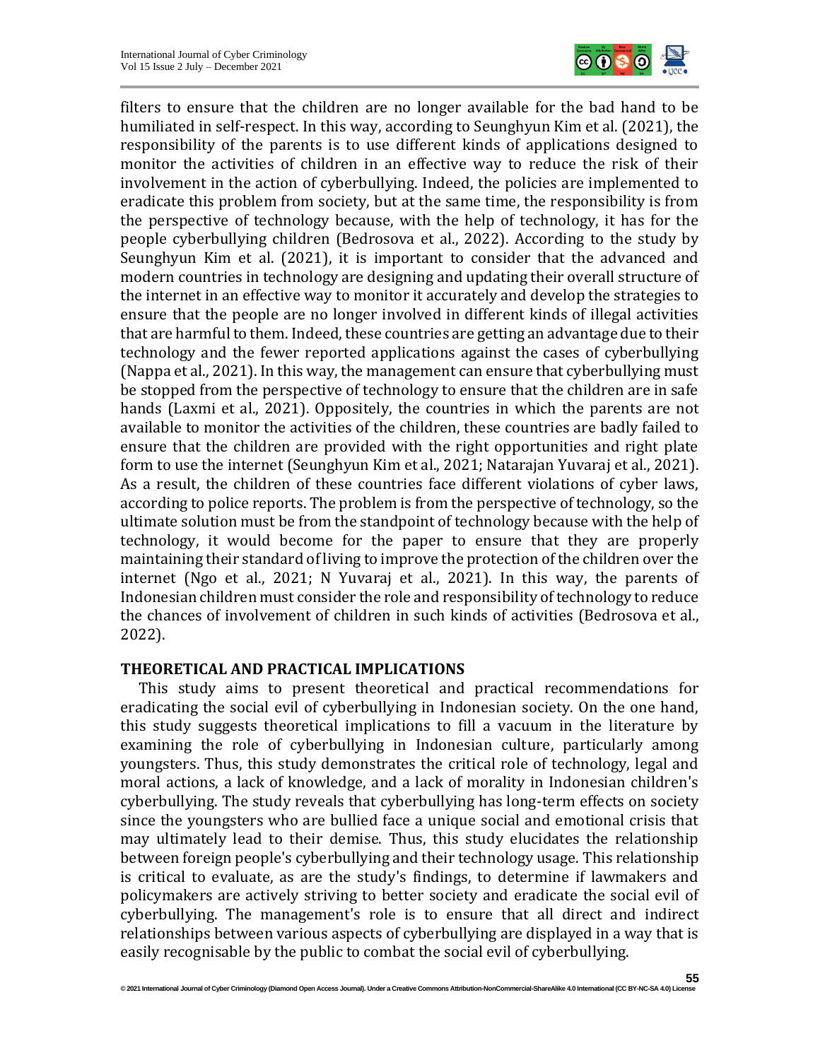filters to ensure that the children are no longer available for the bad hand to be humiliated in self-respect. In this way, according to Seunghyun Kim et al. (2021), the responsibility of the parents is to use different kinds of applications designed to monitor the activities of children in an effective way to reduce the risk of their involvement in the action of cyberbullying. Indeed, the policies are implemented to eradicate this problem from society, but at the same time, the responsibility is from the perspective of technology because, with the help of technology, it has for the people cyberbullying children (Bedrosova et al., 2022). According to the study by Seunghyun Kim et al. (2021), it is important to consider that the advanced and modern countries in technology are designing and updating their overall structure of the internet in an effective way to monitor it accurately and develop the strategies to ensure that the people are no longer involved in different kinds of illegal activities that are harmful to them. Indeed, these countries are getting an advantage due to their technology and the fewer reported applications against the cases of cyberbullying (Nappa et al., 2021). In this way, the management can ensure that cyberbullying must be stopped from the perspective of technology to ensure that the children are in safe hands (Laxmi et al., 2021). Oppositely, the countries in which the parents are not available to monitor the activities of the children, these countries are badly failed to ensure that the children are provided with the right opportunities and right plate form to use the internet (Seunghyun Kim et al., 2021; Natarajan Yuvaraj et al., 2021). As a result, the children of these countries face different violations of cyber laws, according to police reports. The problem is from the perspective of technology, so the ultimate solution must be from the standpoint of technology because with the help of technology, it would become for the paper to ensure that they are properly maintaining their standard of living to improve the protection of the children over the internet (Ngo et al., 2021; N Yuvaraj et al., 2021). In this way, the parents of Indonesian children must consider the role and responsibility of technology to reduce the chances of involvement of children in such kinds of activities (Bedrosova et al., 2022).

## THEORETICAL AND PRACTICAL IMPLICATIONS

This study aims to present theoretical and practical recommendations for eradicating the social evil of cyberbullying in Indonesian society. On the one hand, this study suggests theoretical implications to fill a vacuum in the literature by examining the role of cyberbullying in Indonesian culture, particularly among youngsters. Thus, this study demonstrates the critical role of technology, legal and moral actions, a lack of knowledge, and a lack of morality in Indonesian children's cyberbullying. The study reveals that cyberbullying has long-term effects on society since the youngsters who are bullied face a unique social and emotional crisis that may ultimately lead to their demise. Thus, this study elucidates the relationship between foreign people's cyberbullying and their technology usage. This relationship is critical to evaluate, as are the study's findings, to determine if lawmakers and policymakers are actively striving to better society and eradicate the social evil of cyberbullying. The management's role is to ensure that all direct and indirect relationships between various aspects of cyberbullying are displayed in a way that is easily recognisable by the public to combat the social evil of cyberbullying.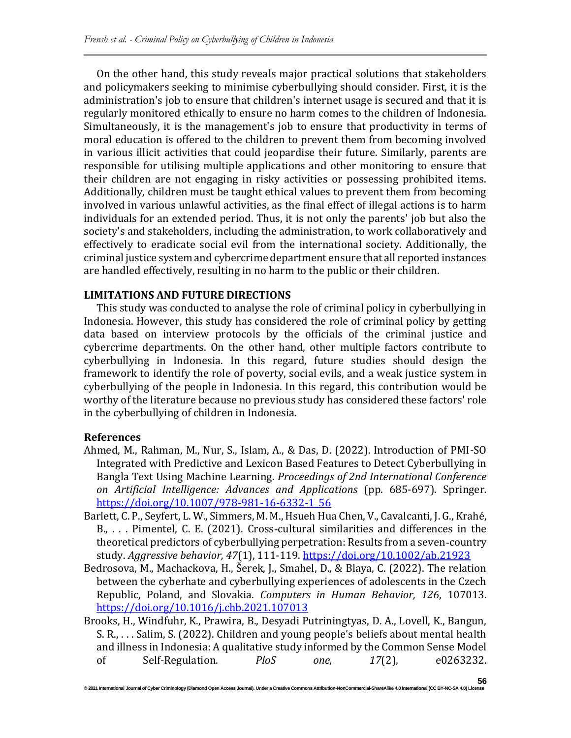On the other hand, this study reveals major practical solutions that stakeholders and policymakers seeking to minimise cyberbullying should consider. First, it is the administration's job to ensure that children's internet usage is secured and that it is regularly monitored ethically to ensure no harm comes to the children of Indonesia. Simultaneously, it is the management's job to ensure that productivity in terms of moral education is offered to the children to prevent them from becoming involved in various illicit activities that could jeopardise their future. Similarly, parents are responsible for utilising multiple applications and other monitoring to ensure that their children are not engaging in risky activities or possessing prohibited items. Additionally, children must be taught ethical values to prevent them from becoming involved in various unlawful activities, as the final effect of illegal actions is to harm individuals for an extended period. Thus, it is not only the parents' job but also the society's and stakeholders, including the administration, to work collaboratively and effectively to eradicate social evil from the international society. Additionally, the criminal justice system and cybercrime department ensure that all reported instances are handled effectively, resulting in no harm to the public or their children.

## LIMITATIONS AND FUTURE DIRECTIONS

This study was conducted to analyse the role of criminal policy in cyberbullying in Indonesia. However, this study has considered the role of criminal policy by getting data based on interview protocols by the officials of the criminal justice and cybercrime departments. On the other hand, other multiple factors contribute to cyberbullying in Indonesia. In this regard, future studies should design the framework to identify the role of poverty, social evils, and a weak justice system in cyberbullying of the people in Indonesia. In this regard, this contribution would be worthy of the literature because no previous study has considered these factors' role in the cyberbullying of children in Indonesia.

## References

- Ahmed, M., Rahman, M., Nur, S., Islam, A., & Das, D. (2022). Introduction of PMI-SO Integrated with Predictive and Lexicon Based Features to Detect Cyberbullying in Bangla Text Using Machine Learning. *Proceedings of 2nd International Conference on Artificial Intelligence: Advances and Applications* (pp. 685-697). Springer. https://doi.org/10.1007/978-981-16-6332-1_56
- Barlett, C. P., Seyfert, L. W., Simmers, M. M., Hsueh Hua Chen, V., Cavalcanti, J. G., Krahé, B., . . . Pimentel, C. E. (2021). Cross-cultural similarities and differences in the theoretical predictors of cyberbullying perpetration: Results from a seven-country study. *Aggressive behavior, 47*(1), 111-119. https://doi.org/10.1002/ab.21923
- Bedrosova, M., Machackova, H., Šerek, J., Smahel, D., & Blaya, C. (2022). The relation between the cyberhate and cyberbullying experiences of adolescents in the Czech Republic, Poland, and Slovakia. *Computers in Human Behavior, 126*, 107013. https://doi.org/10.1016/j.chb.2021.107013
- Brooks, H., Windfuhr, K., Prawira, B., Desyadi Putriningtyas, D. A., Lovell, K., Bangun, S. R., . . . Salim, S. (2022). Children and young people's beliefs about mental health and illness in Indonesia: A qualitative study informed by the Common Sense Model of Self-Regulation. *PloS one, 17*(2), e0263232.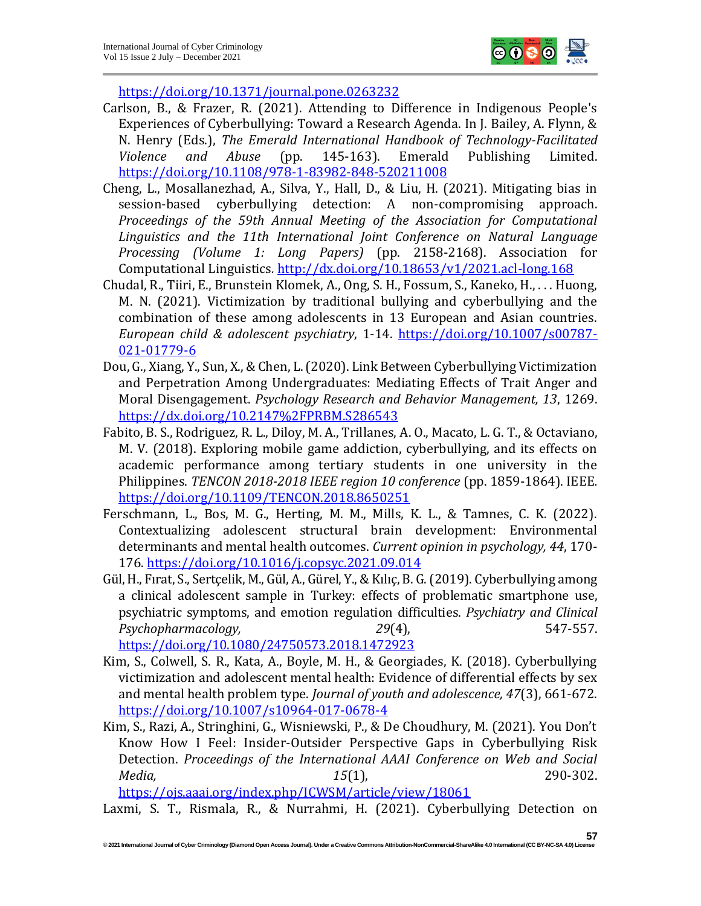https://doi.org/10.1371/journal.pone.0263232

Carlson, B., & Frazer, R. (2021). Attending to Difference in Indigenous People's Experiences of Cyberbullying: Toward a Research Agenda. In J. Bailey, A. Flynn, & N. Henry (Eds.), *The Emerald International Handbook of Technology-Facilitated Violence and Abuse* (pp. 145-163). Emerald Publishing Limited. https://doi.org/10.1108/978-1-83982-848-520211008

Cheng, L., Mosallanezhad, A., Silva, Y., Hall, D., & Liu, H. (2021). Mitigating bias in session-based cyberbullying detection: A non-compromising approach. *Proceedings of the 59th Annual Meeting of the Association for Computational Linguistics and the 11th International Joint Conference on Natural Language Processing (Volume 1: Long Papers)* (pp. 2158-2168). Association for Computational Linguistics. http://dx.doi.org/10.18653/v1/2021.acl-long.168

Chudal, R., Tiiri, E., Brunstein Klomek, A., Ong, S. H., Fossum, S., Kaneko, H., . . . Huong, M. N. (2021). Victimization by traditional bullying and cyberbullying and the combination of these among adolescents in 13 European and Asian countries. *European child & adolescent psychiatry*, 1-14. https://doi.org/10.1007/s00787-021-01779-6

Dou, G., Xiang, Y., Sun, X., & Chen, L. (2020). Link Between Cyberbullying Victimization and Perpetration Among Undergraduates: Mediating Effects of Trait Anger and Moral Disengagement. *Psychology Research and Behavior Management, 13*, 1269. https://dx.doi.org/10.2147%2FPRBM.S286543

Fabito, B. S., Rodriguez, R. L., Diloy, M. A., Trillanes, A. O., Macato, L. G. T., & Octaviano, M. V. (2018). Exploring mobile game addiction, cyberbullying, and its effects on academic performance among tertiary students in one university in the Philippines. *TENCON 2018-2018 IEEE region 10 conference* (pp. 1859-1864). IEEE. https://doi.org/10.1109/TENCON.2018.8650251

Ferschmann, L., Bos, M. G., Herting, M. M., Mills, K. L., & Tamnes, C. K. (2022). Contextualizing adolescent structural brain development: Environmental determinants and mental health outcomes. *Current opinion in psychology, 44*, 170-176. https://doi.org/10.1016/j.copsyc.2021.09.014

Gül, H., Fırat, S., Sertçelik, M., Gül, A., Gürel, Y., & Kılıç, B. G. (2019). Cyberbullying among a clinical adolescent sample in Turkey: effects of problematic smartphone use, psychiatric symptoms, and emotion regulation difficulties. *Psychiatry and Clinical Psychopharmacology, 29*(4), 547-557. https://doi.org/10.1080/24750573.2018.1472923

Kim, S., Colwell, S. R., Kata, A., Boyle, M. H., & Georgiades, K. (2018). Cyberbullying victimization and adolescent mental health: Evidence of differential effects by sex and mental health problem type. *Journal of youth and adolescence, 47*(3), 661-672. https://doi.org/10.1007/s10964-017-0678-4

Kim, S., Razi, A., Stringhini, G., Wisniewski, P., & De Choudhury, M. (2021). You Don't Know How I Feel: Insider-Outsider Perspective Gaps in Cyberbullying Risk Detection. *Proceedings of the International AAAI Conference on Web and Social Media, 15*(1), 290-302. https://ojs.aaai.org/index.php/ICWSM/article/view/18061

Laxmi, S. T., Rismala, R., & Nurrahmi, H. (2021). Cyberbullying Detection on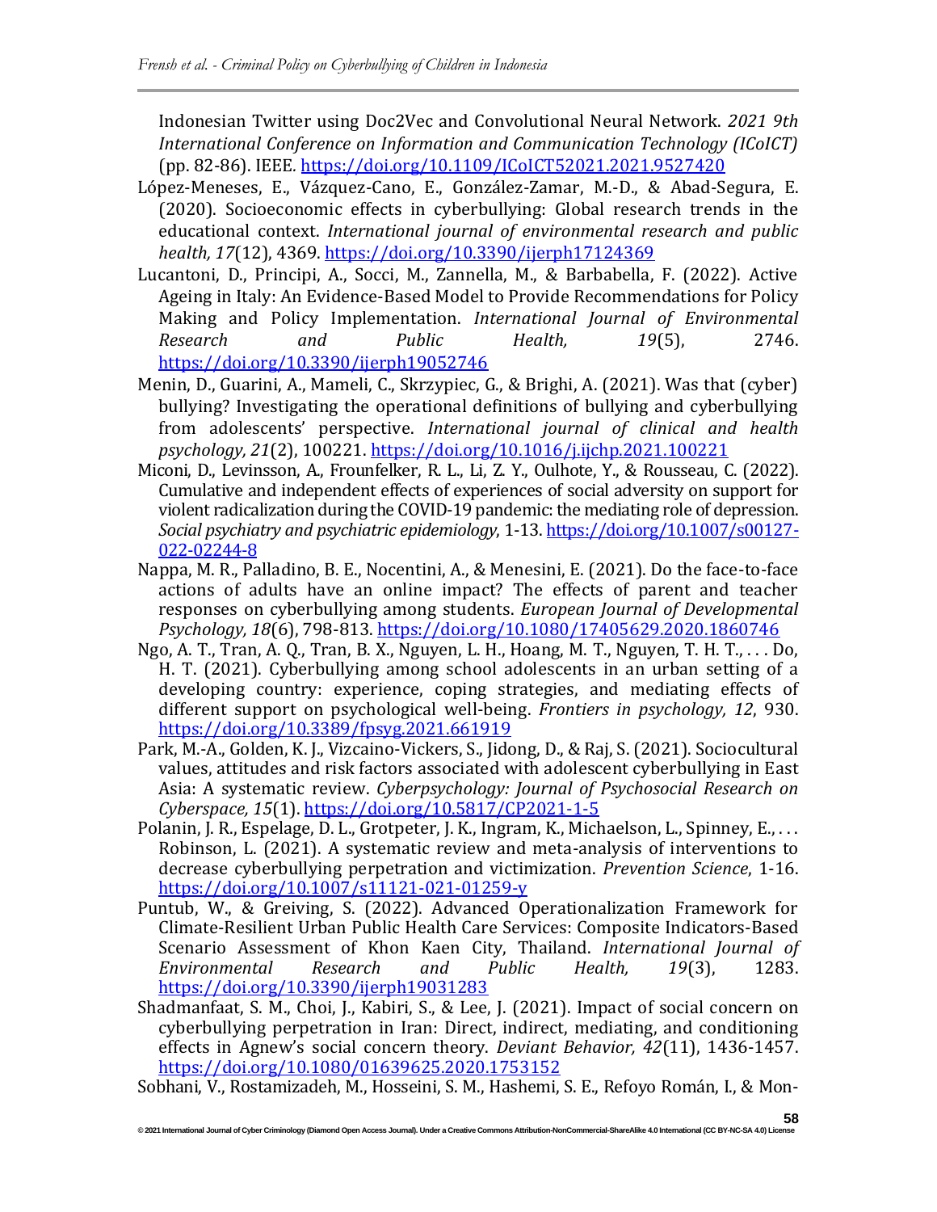Indonesian Twitter using Doc2Vec and Convolutional Neural Network. *2021 9th International Conference on Information and Communication Technology (ICoICT)* (pp. 82-86). IEEE. https://doi.org/10.1109/ICoICT52021.2021.9527420

López-Meneses, E., Vázquez-Cano, E., González-Zamar, M.-D., & Abad-Segura, E. (2020). Socioeconomic effects in cyberbullying: Global research trends in the educational context. *International journal of environmental research and public health, 17*(12), 4369. https://doi.org/10.3390/ijerph17124369

Lucantoni, D., Principi, A., Socci, M., Zannella, M., & Barbabella, F. (2022). Active Ageing in Italy: An Evidence-Based Model to Provide Recommendations for Policy Making and Policy Implementation. *International Journal of Environmental Research and Public Health, 19*(5), 2746. https://doi.org/10.3390/ijerph19052746

Menin, D., Guarini, A., Mameli, C., Skrzypiec, G., & Brighi, A. (2021). Was that (cyber) bullying? Investigating the operational definitions of bullying and cyberbullying from adolescents' perspective. *International journal of clinical and health psychology, 21*(2), 100221. https://doi.org/10.1016/j.ijchp.2021.100221

Miconi, D., Levinsson, A., Frounfelker, R. L., Li, Z. Y., Oulhote, Y., & Rousseau, C. (2022). Cumulative and independent effects of experiences of social adversity on support for violent radicalization during the COVID-19 pandemic: the mediating role of depression. *Social psychiatry and psychiatric epidemiology*, 1-13. https://doi.org/10.1007/s00127-022-02244-8

Nappa, M. R., Palladino, B. E., Nocentini, A., & Menesini, E. (2021). Do the face-to-face actions of adults have an online impact? The effects of parent and teacher responses on cyberbullying among students. *European Journal of Developmental Psychology, 18*(6), 798-813. https://doi.org/10.1080/17405629.2020.1860746

Ngo, A. T., Tran, A. Q., Tran, B. X., Nguyen, L. H., Hoang, M. T., Nguyen, T. H. T., . . . Do, H. T. (2021). Cyberbullying among school adolescents in an urban setting of a developing country: experience, coping strategies, and mediating effects of different support on psychological well-being. *Frontiers in psychology, 12*, 930. https://doi.org/10.3389/fpsyg.2021.661919

Park, M.-A., Golden, K. J., Vizcaino-Vickers, S., Jidong, D., & Raj, S. (2021). Sociocultural values, attitudes and risk factors associated with adolescent cyberbullying in East Asia: A systematic review. *Cyberpsychology: Journal of Psychosocial Research on Cyberspace, 15*(1). https://doi.org/10.5817/CP2021-1-5

Polanin, J. R., Espelage, D. L., Grotpeter, J. K., Ingram, K., Michaelson, L., Spinney, E., . . . Robinson, L. (2021). A systematic review and meta-analysis of interventions to decrease cyberbullying perpetration and victimization. *Prevention Science*, 1-16. https://doi.org/10.1007/s11121-021-01259-y

Puntub, W., & Greiving, S. (2022). Advanced Operationalization Framework for Climate-Resilient Urban Public Health Care Services: Composite Indicators-Based Scenario Assessment of Khon Kaen City, Thailand. *International Journal of Environmental Research and Public Health, 19*(3), 1283. https://doi.org/10.3390/ijerph19031283

Shadmanfaat, S. M., Choi, J., Kabiri, S., & Lee, J. (2021). Impact of social concern on cyberbullying perpetration in Iran: Direct, indirect, mediating, and conditioning effects in Agnew's social concern theory. *Deviant Behavior, 42*(11), 1436-1457. https://doi.org/10.1080/01639625.2020.1753152

Sobhani, V., Rostamizadeh, M., Hosseini, S. M., Hashemi, S. E., Refoyo Román, I., & Mon-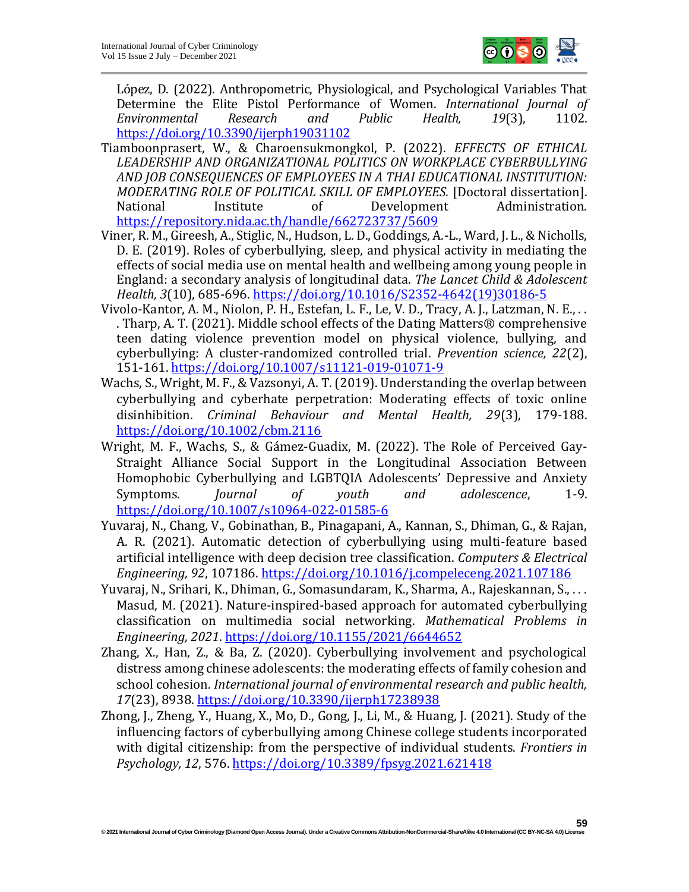López, D. (2022). Anthropometric, Physiological, and Psychological Variables That Determine the Elite Pistol Performance of Women. *International Journal of Environmental Research and Public Health, 19*(3), 1102. https://doi.org/10.3390/ijerph19031102

Tiamboonprasert, W., & Charoensukmongkol, P. (2022). *EFFECTS OF ETHICAL LEADERSHIP AND ORGANIZATIONAL POLITICS ON WORKPLACE CYBERBULLYING AND JOB CONSEQUENCES OF EMPLOYEES IN A THAI EDUCATIONAL INSTITUTION: MODERATING ROLE OF POLITICAL SKILL OF EMPLOYEES.* [Doctoral dissertation]. National Institute of Development Administration. https://repository.nida.ac.th/handle/662723737/5609

Viner, R. M., Gireesh, A., Stiglic, N., Hudson, L. D., Goddings, A.-L., Ward, J. L., & Nicholls, D. E. (2019). Roles of cyberbullying, sleep, and physical activity in mediating the effects of social media use on mental health and wellbeing among young people in England: a secondary analysis of longitudinal data. *The Lancet Child & Adolescent Health, 3*(10), 685-696. https://doi.org/10.1016/S2352-4642(19)30186-5

Vivolo-Kantor, A. M., Niolon, P. H., Estefan, L. F., Le, V. D., Tracy, A. J., Latzman, N. E., . . . Tharp, A. T. (2021). Middle school effects of the Dating Matters® comprehensive teen dating violence prevention model on physical violence, bullying, and cyberbullying: A cluster-randomized controlled trial. *Prevention science, 22*(2), 151-161. https://doi.org/10.1007/s11121-019-01071-9

Wachs, S., Wright, M. F., & Vazsonyi, A. T. (2019). Understanding the overlap between cyberbullying and cyberhate perpetration: Moderating effects of toxic online disinhibition. *Criminal Behaviour and Mental Health, 29*(3), 179-188. https://doi.org/10.1002/cbm.2116

Wright, M. F., Wachs, S., & Gámez-Guadix, M. (2022). The Role of Perceived Gay-Straight Alliance Social Support in the Longitudinal Association Between Homophobic Cyberbullying and LGBTQIA Adolescents' Depressive and Anxiety Symptoms. *Journal of youth and adolescence*, 1-9. https://doi.org/10.1007/s10964-022-01585-6

Yuvaraj, N., Chang, V., Gobinathan, B., Pinagapani, A., Kannan, S., Dhiman, G., & Rajan, A. R. (2021). Automatic detection of cyberbullying using multi-feature based artificial intelligence with deep decision tree classification. *Computers & Electrical Engineering, 92*, 107186. https://doi.org/10.1016/j.compeleceng.2021.107186

Yuvaraj, N., Srihari, K., Dhiman, G., Somasundaram, K., Sharma, A., Rajeskannan, S., . . . Masud, M. (2021). Nature-inspired-based approach for automated cyberbullying classification on multimedia social networking. *Mathematical Problems in Engineering, 2021*. https://doi.org/10.1155/2021/6644652

Zhang, X., Han, Z., & Ba, Z. (2020). Cyberbullying involvement and psychological distress among chinese adolescents: the moderating effects of family cohesion and school cohesion. *International journal of environmental research and public health, 17*(23), 8938. https://doi.org/10.3390/ijerph17238938

Zhong, J., Zheng, Y., Huang, X., Mo, D., Gong, J., Li, M., & Huang, J. (2021). Study of the influencing factors of cyberbullying among Chinese college students incorporated with digital citizenship: from the perspective of individual students. *Frontiers in Psychology, 12*, 576. https://doi.org/10.3389/fpsyg.2021.621418